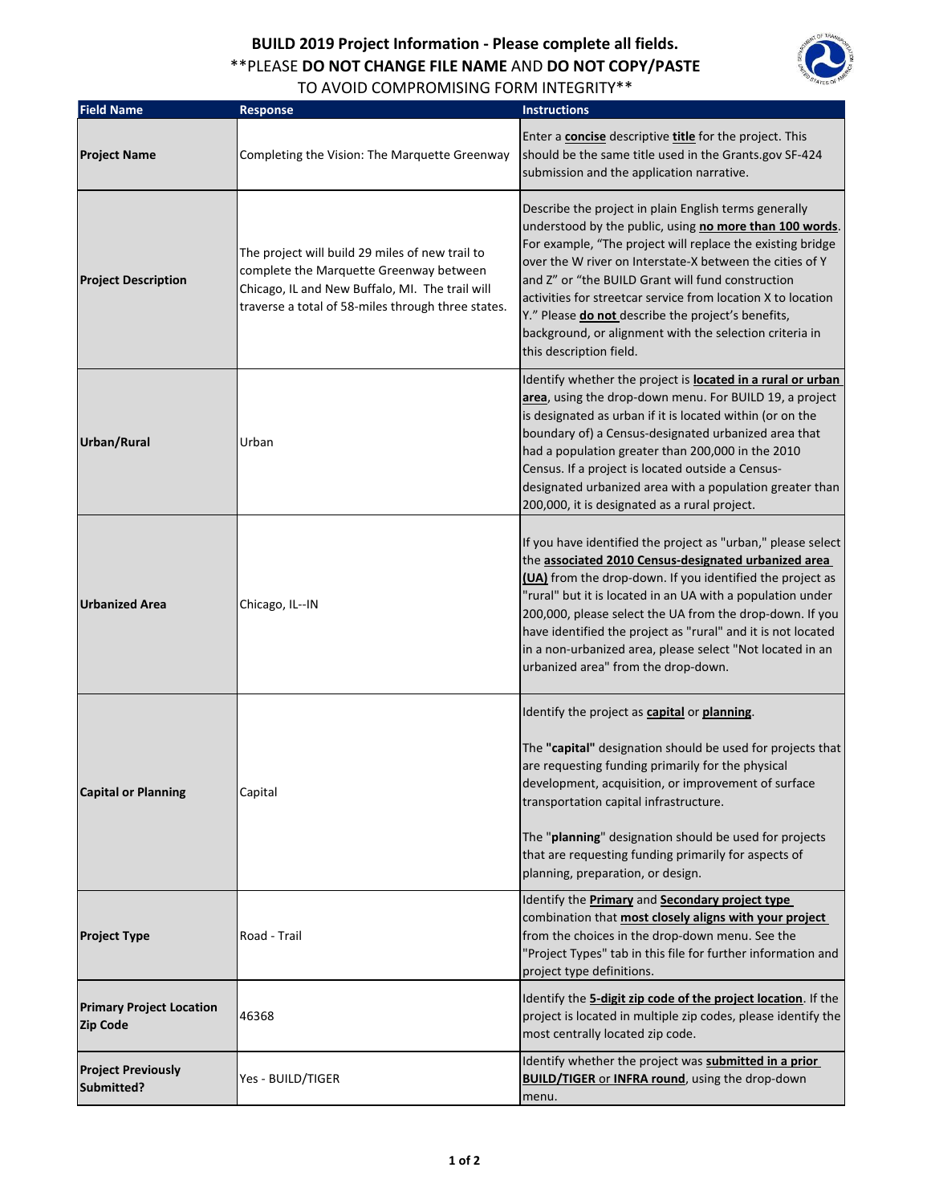# BUILD 2019 Project Information - Please complete all fields.

**PLEASE **DO NOT CHANGE FILE NAME** AND **DO NOT COPY/PASTE** TO AVOID COMPROMISING FORM INTEGRITY**

| Field Name | Response | Instructions |
|---|---|---|
| **Project Name** | Completing the Vision: The Marquette Greenway | Enter a **concise** descriptive **title** for the project. This should be the same title used in the Grants.gov SF-424 submission and the application narrative. |
| **Project Description** | The project will build 29 miles of new trail to complete the Marquette Greenway between Chicago, IL and New Buffalo, MI. The trail will traverse a total of 58-miles through three states. | Describe the project in plain English terms generally understood by the public, using **no more than 100 words**. For example, "The project will replace the existing bridge over the W river on Interstate-X between the cities of Y and Z" or "the BUILD Grant will fund construction activities for streetcar service from location X to location Y." Please **do not** describe the project's benefits, background, or alignment with the selection criteria in this description field. |
| **Urban/Rural** | Urban | Identify whether the project is **located in a rural or urban area**, using the drop-down menu. For BUILD 19, a project is designated as urban if it is located within (or on the boundary of) a Census-designated urbanized area that had a population greater than 200,000 in the 2010 Census. If a project is located outside a Census-designated urbanized area with a population greater than 200,000, it is designated as a rural project. |
| **Urbanized Area** | Chicago, IL--IN | If you have identified the project as "urban," please select the **associated 2010 Census-designated urbanized area (UA)** from the drop-down. If you identified the project as "rural" but it is located in an UA with a population under 200,000, please select the UA from the drop-down. If you have identified the project as "rural" and it is not located in a non-urbanized area, please select "Not located in an urbanized area" from the drop-down. |
| **Capital or Planning** | Capital | Identify the project as **capital** or **planning**. The **"capital"** designation should be used for projects that are requesting funding primarily for the physical development, acquisition, or improvement of surface transportation capital infrastructure. The "**planning**" designation should be used for projects that are requesting funding primarily for aspects of planning, preparation, or design. |
| **Project Type** | Road - Trail | Identify the **Primary** and **Secondary project type** combination that **most closely aligns with your project** from the choices in the drop-down menu. See the "Project Types" tab in this file for further information and project type definitions. |
| **Primary Project Location Zip Code** | 46368 | Identify the **5-digit zip code of the project location**. If the project is located in multiple zip codes, please identify the most centrally located zip code. |
| **Project Previously Submitted?** | Yes - BUILD/TIGER | Identify whether the project was **submitted in a prior BUILD/TIGER or INFRA round**, using the drop-down menu. |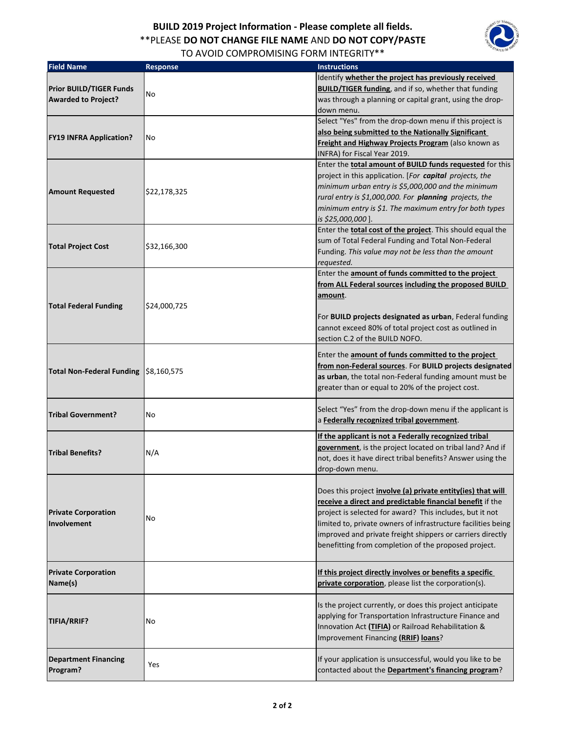**BUILD 2019 Project Information - Please complete all fields.**
**PLEASE **DO NOT CHANGE FILE NAME** AND **DO NOT COPY/PASTE**
TO AVOID COMPROMISING FORM INTEGRITY**

| Field Name | Response | Instructions |
|---|---|---|
| **Prior BUILD/TIGER Funds Awarded to Project?** | No | Identify **whether the project has previously received BUILD/TIGER funding**, and if so, whether that funding was through a planning or capital grant, using the drop-down menu. |
| **FY19 INFRA Application?** | No | Select "Yes" from the drop-down menu if this project is **also being submitted to the Nationally Significant Freight and Highway Projects Program** (also known as INFRA) for Fiscal Year 2019. |
| **Amount Requested** | $22,178,325 | Enter the **total amount of BUILD funds requested** for this project in this application. [*For **capital** projects, the minimum urban entry is $5,000,000 and the minimum rural entry is $1,000,000. For **planning** projects, the minimum entry is $1. The maximum entry for both types is $25,000,000* ]. |
| **Total Project Cost** | $32,166,300 | Enter the **total cost of the project**. This should equal the sum of Total Federal Funding and Total Non-Federal Funding. *This value may not be less than the amount requested.* |
| **Total Federal Funding** | $24,000,725 | Enter the **amount of funds committed to the project from ALL Federal sources including the proposed BUILD amount**.<br><br>For **BUILD projects designated as urban**, Federal funding cannot exceed 80% of total project cost as outlined in section C.2 of the BUILD NOFO. |
| **Total Non-Federal Funding** | $8,160,575 | Enter the **amount of funds committed to the project from non-Federal sources**. For **BUILD projects designated as urban**, the total non-Federal funding amount must be greater than or equal to 20% of the project cost. |
| **Tribal Government?** | No | Select "Yes" from the drop-down menu if the applicant is a **Federally recognized tribal government**. |
| **Tribal Benefits?** | N/A | **If the applicant is not a Federally recognized tribal government**, is the project located on tribal land? And if not, does it have direct tribal benefits? Answer using the drop-down menu. |
| **Private Corporation Involvement** | No | Does this project **involve (a) private entity(ies) that will receive a direct and predictable financial benefit** if the project is selected for award? This includes, but it not limited to, private owners of infrastructure facilities being improved and private freight shippers or carriers directly benefitting from completion of the proposed project. |
| **Private Corporation Name(s)** | | **If this project directly involves or benefits a specific private corporation**, please list the corporation(s). |
| **TIFIA/RRIF?** | No | Is the project currently, or does this project anticipate applying for Transportation Infrastructure Finance and Innovation Act **(TIFIA)** or Railroad Rehabilitation & Improvement Financing **(RRIF) loans**? |
| **Department Financing Program?** | Yes | If your application is unsuccessful, would you like to be contacted about the **Department's financing program**? |